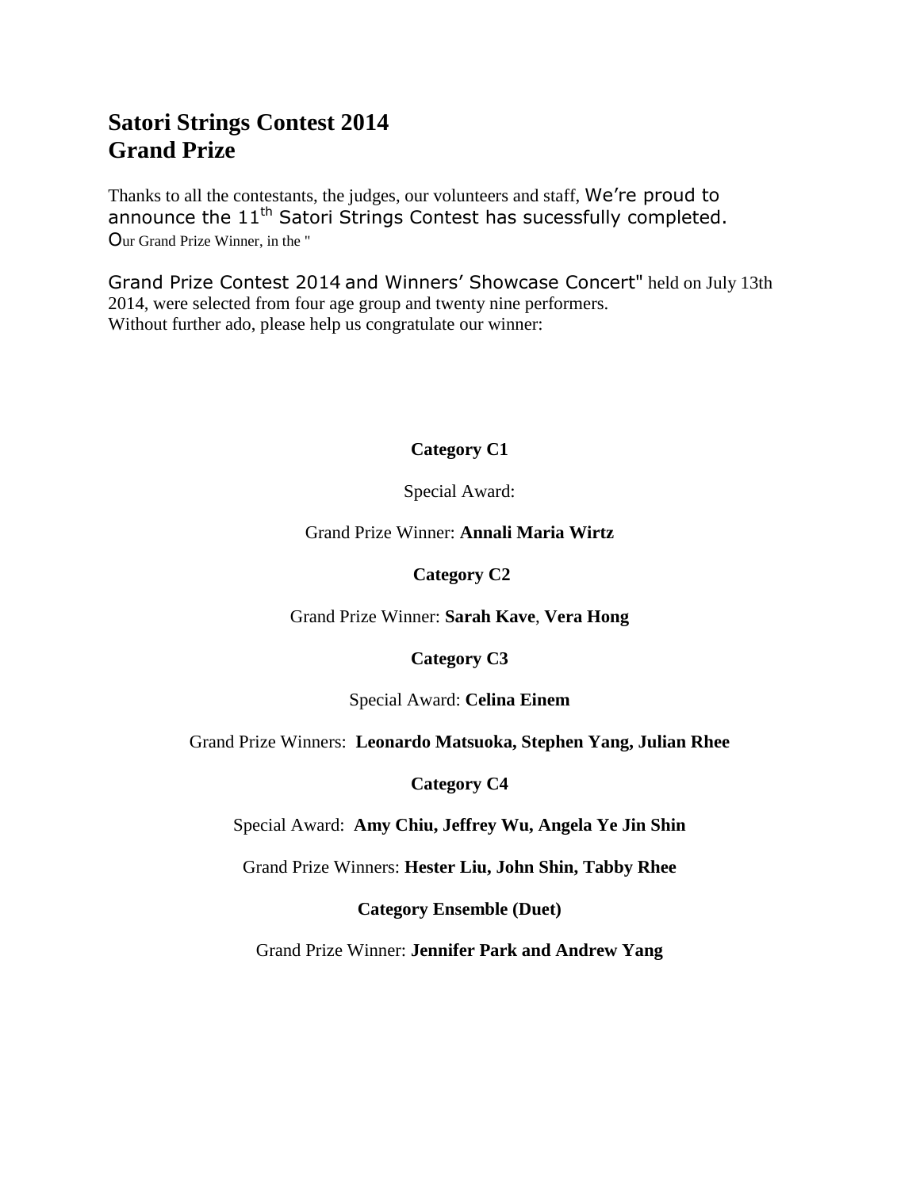# Satori Strings Contest 2014
# Grand Prize

Thanks to all the contestants, the judges, our volunteers and staff, We're proud to announce the 11th Satori Strings Contest has sucessfully completed. Our Grand Prize Winner, in the "

Grand Prize Contest 2014 and Winners' Showcase Concert" held on July 13th 2014, were selected from four age group and twenty nine performers. Without further ado, please help us congratulate our winner:

**Category C1**

Special Award:

Grand Prize Winner: **Annali Maria Wirtz**

**Category C2**

Grand Prize Winner: **Sarah Kave**, **Vera Hong**

**Category C3**

Special Award: **Celina Einem**

Grand Prize Winners: **Leonardo Matsuoka, Stephen Yang, Julian Rhee**

**Category C4**

Special Award: **Amy Chiu, Jeffrey Wu, Angela Ye Jin Shin**

Grand Prize Winners: **Hester Liu, John Shin, Tabby Rhee**

**Category Ensemble (Duet)**

Grand Prize Winner: **Jennifer Park and Andrew Yang**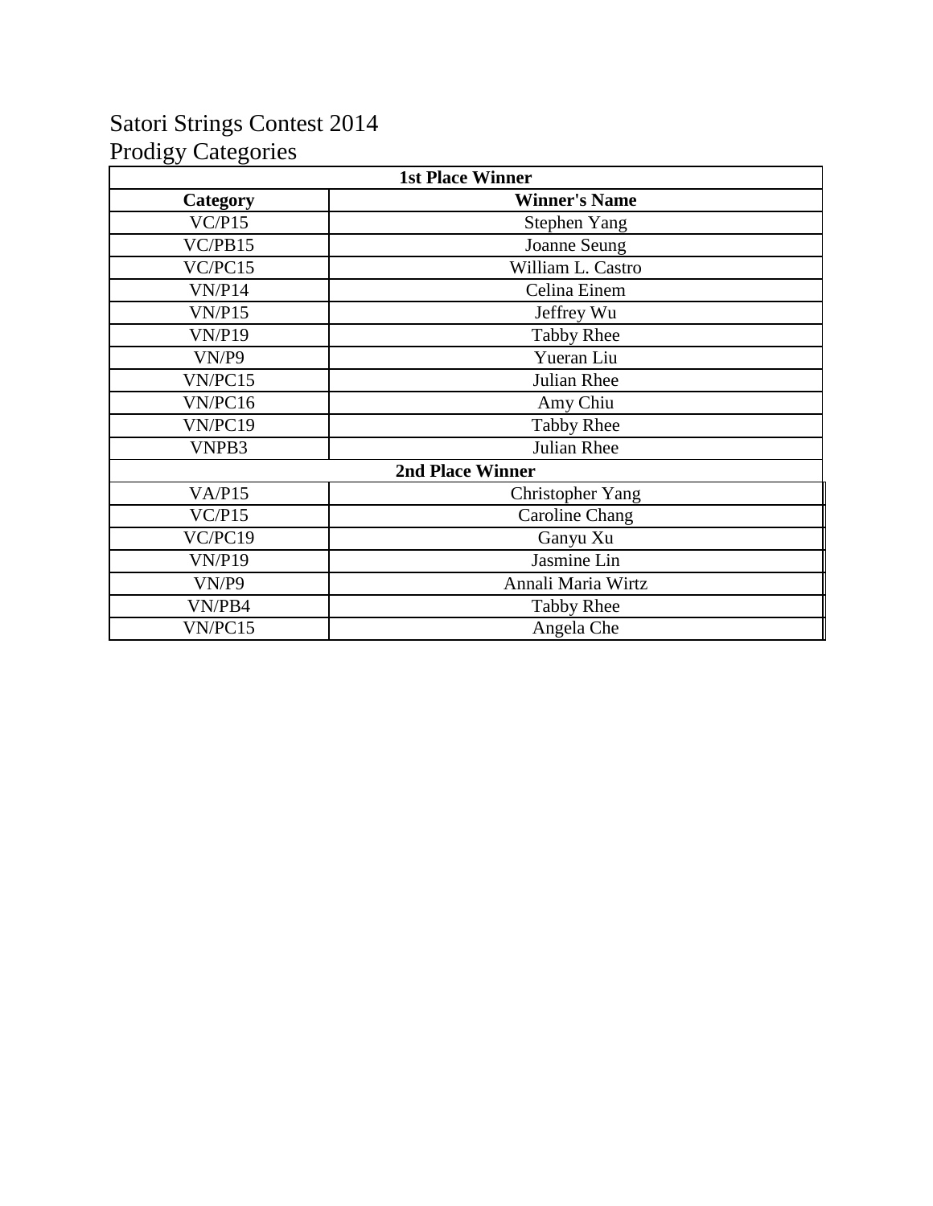# Satori Strings Contest 2014
## Prodigy Categories

| 1st Place Winner | |
|---|---|
| **Category** | **Winner's Name** |
| VC/P15 | Stephen Yang |
| VC/PB15 | Joanne Seung |
| VC/PC15 | William L. Castro |
| VN/P14 | Celina Einem |
| VN/P15 | Jeffrey Wu |
| VN/P19 | Tabby Rhee |
| VN/P9 | Yueran Liu |
| VN/PC15 | Julian Rhee |
| VN/PC16 | Amy Chiu |
| VN/PC19 | Tabby Rhee |
| VNPB3 | Julian Rhee |
| **2nd Place Winner** | |
| VA/P15 | Christopher Yang |
| VC/P15 | Caroline Chang |
| VC/PC19 | Ganyu Xu |
| VN/P19 | Jasmine Lin |
| VN/P9 | Annali Maria Wirtz |
| VN/PB4 | Tabby Rhee |
| VN/PC15 | Angela Che |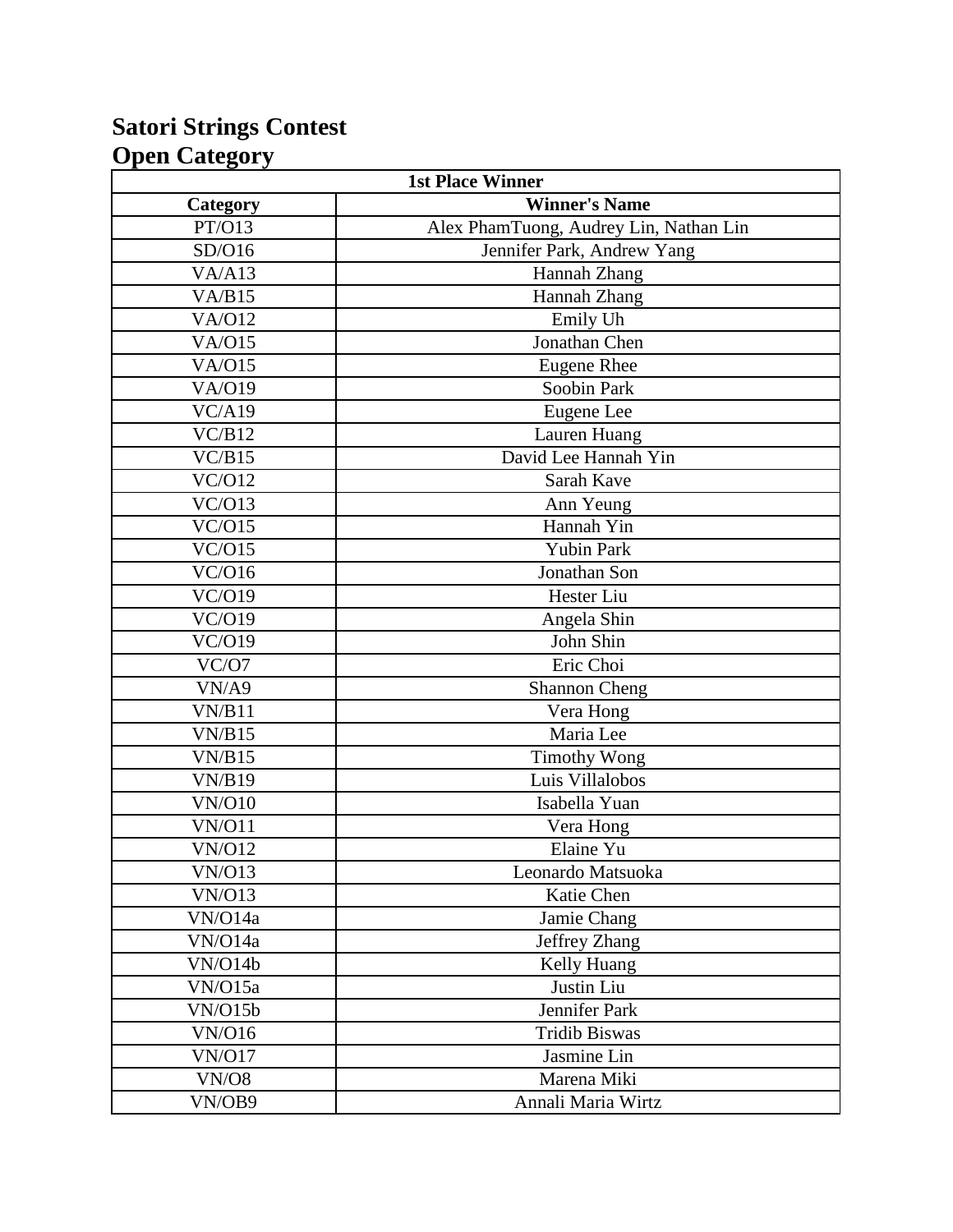# Satori Strings Contest
# Open Category

| 1st Place Winner | |
|---|---|
| **Category** | **Winner's Name** |
| PT/O13 | Alex PhamTuong, Audrey Lin, Nathan Lin |
| SD/O16 | Jennifer Park, Andrew Yang |
| VA/A13 | Hannah Zhang |
| VA/B15 | Hannah Zhang |
| VA/O12 | Emily Uh |
| VA/O15 | Jonathan Chen |
| VA/O15 | Eugene Rhee |
| VA/O19 | Soobin Park |
| VC/A19 | Eugene Lee |
| VC/B12 | Lauren Huang |
| VC/B15 | David Lee Hannah Yin |
| VC/O12 | Sarah Kave |
| VC/O13 | Ann Yeung |
| VC/O15 | Hannah Yin |
| VC/O15 | Yubin Park |
| VC/O16 | Jonathan Son |
| VC/O19 | Hester Liu |
| VC/O19 | Angela Shin |
| VC/O19 | John Shin |
| VC/O7 | Eric Choi |
| VN/A9 | Shannon Cheng |
| VN/B11 | Vera Hong |
| VN/B15 | Maria Lee |
| VN/B15 | Timothy Wong |
| VN/B19 | Luis Villalobos |
| VN/O10 | Isabella Yuan |
| VN/O11 | Vera Hong |
| VN/O12 | Elaine Yu |
| VN/O13 | Leonardo Matsuoka |
| VN/O13 | Katie Chen |
| VN/O14a | Jamie Chang |
| VN/O14a | Jeffrey Zhang |
| VN/O14b | Kelly Huang |
| VN/O15a | Justin Liu |
| VN/O15b | Jennifer Park |
| VN/O16 | Tridib Biswas |
| VN/O17 | Jasmine Lin |
| VN/O8 | Marena Miki |
| VN/OB9 | Annali Maria Wirtz |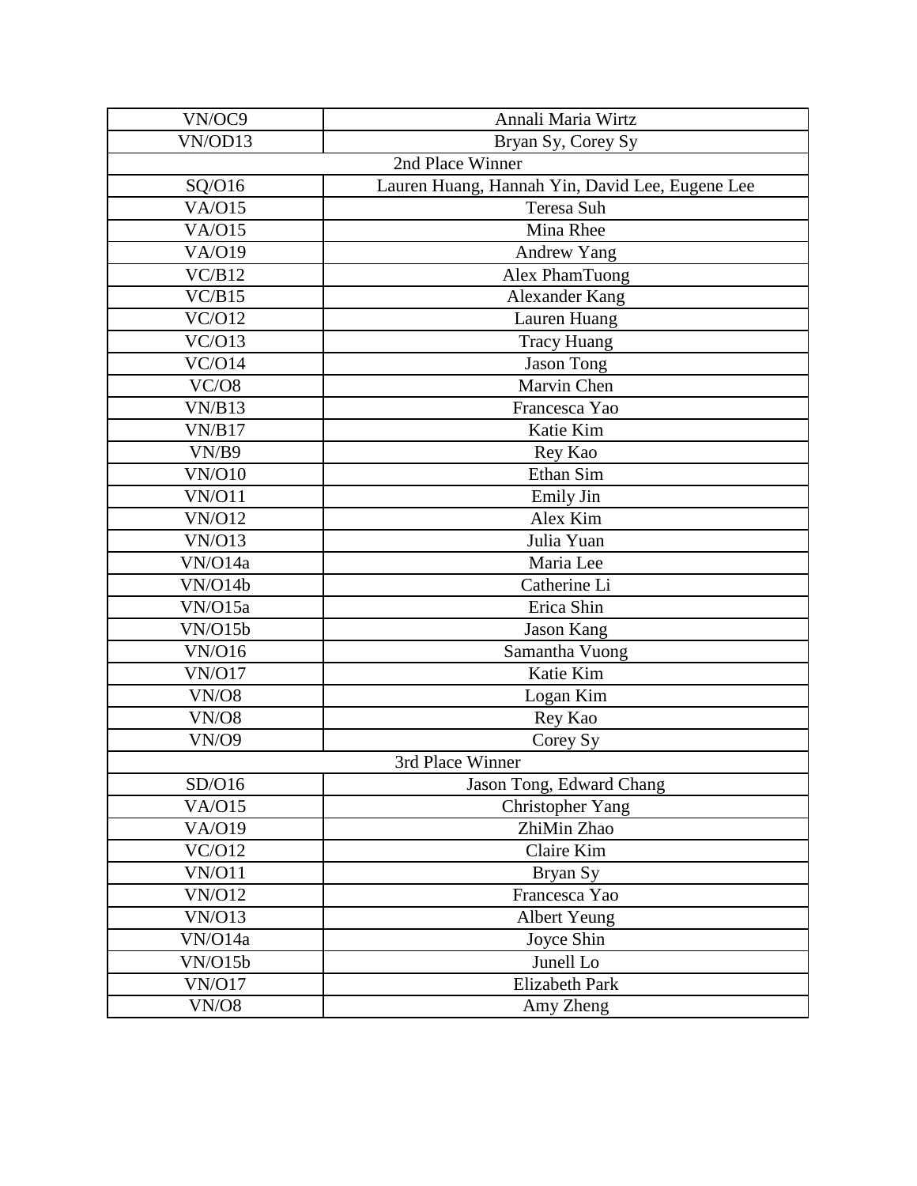| VN/OC9 | Annali Maria Wirtz |
|---|---|
| VN/OD13 | Bryan Sy, Corey Sy |
| 2nd Place Winner | |
| SQ/O16 | Lauren Huang, Hannah Yin, David Lee, Eugene Lee |
| VA/O15 | Teresa Suh |
| VA/O15 | Mina Rhee |
| VA/O19 | Andrew Yang |
| VC/B12 | Alex PhamTuong |
| VC/B15 | Alexander Kang |
| VC/O12 | Lauren Huang |
| VC/O13 | Tracy Huang |
| VC/O14 | Jason Tong |
| VC/O8 | Marvin Chen |
| VN/B13 | Francesca Yao |
| VN/B17 | Katie Kim |
| VN/B9 | Rey Kao |
| VN/O10 | Ethan Sim |
| VN/O11 | Emily Jin |
| VN/O12 | Alex Kim |
| VN/O13 | Julia Yuan |
| VN/O14a | Maria Lee |
| VN/O14b | Catherine Li |
| VN/O15a | Erica Shin |
| VN/O15b | Jason Kang |
| VN/O16 | Samantha Vuong |
| VN/O17 | Katie Kim |
| VN/O8 | Logan Kim |
| VN/O8 | Rey Kao |
| VN/O9 | Corey Sy |
| 3rd Place Winner | |
| SD/O16 | Jason Tong, Edward Chang |
| VA/O15 | Christopher Yang |
| VA/O19 | ZhiMin Zhao |
| VC/O12 | Claire Kim |
| VN/O11 | Bryan Sy |
| VN/O12 | Francesca Yao |
| VN/O13 | Albert Yeung |
| VN/O14a | Joyce Shin |
| VN/O15b | Junell Lo |
| VN/O17 | Elizabeth Park |
| VN/O8 | Amy Zheng |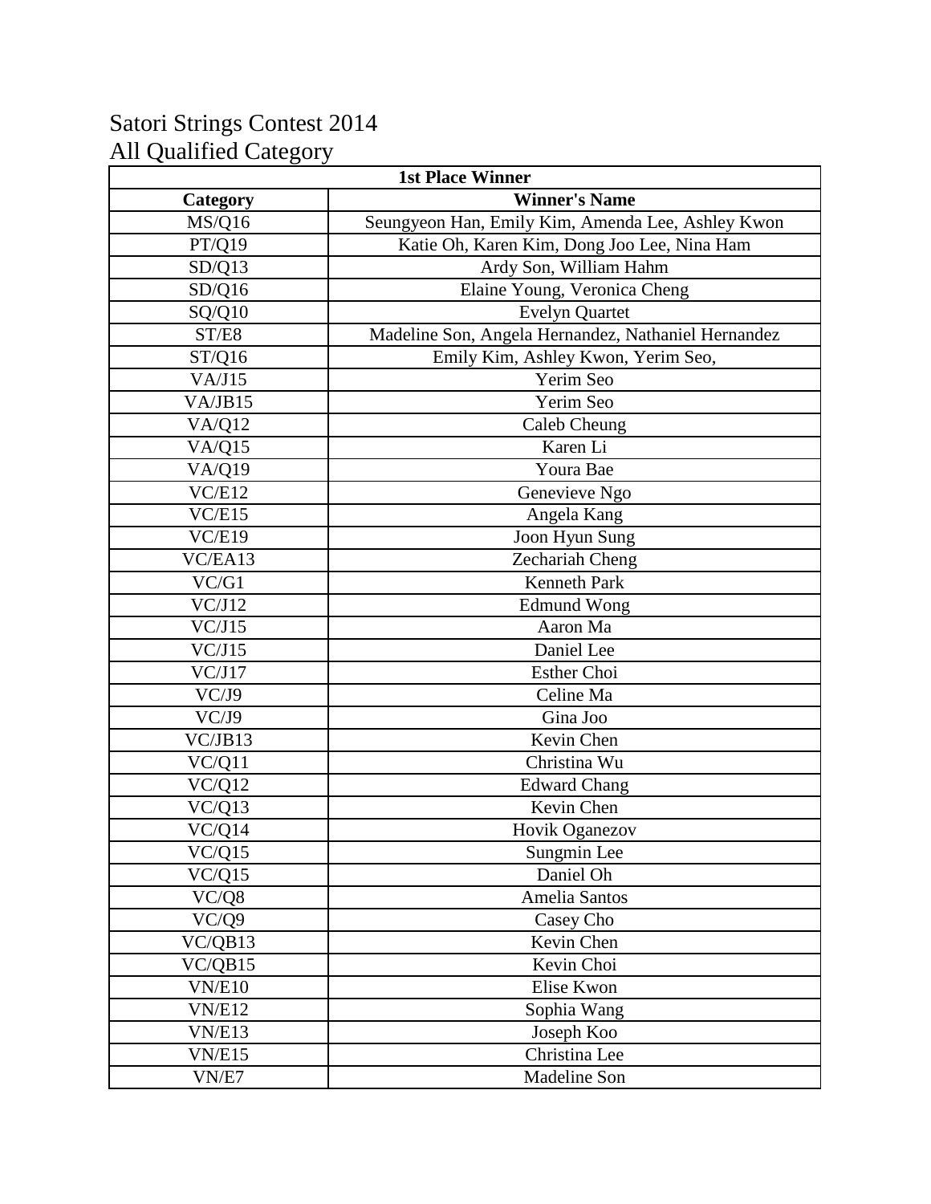Satori Strings Contest 2014
All Qualified Category

| 1st Place Winner | |
|---|---|
| **Category** | **Winner's Name** |
| MS/Q16 | Seungyeon Han, Emily Kim, Amenda Lee, Ashley Kwon |
| PT/Q19 | Katie Oh, Karen Kim, Dong Joo Lee, Nina Ham |
| SD/Q13 | Ardy Son, William Hahm |
| SD/Q16 | Elaine Young, Veronica Cheng |
| SQ/Q10 | Evelyn Quartet |
| ST/E8 | Madeline Son, Angela Hernandez, Nathaniel Hernandez |
| ST/Q16 | Emily Kim, Ashley Kwon, Yerim Seo, |
| VA/J15 | Yerim Seo |
| VA/JB15 | Yerim Seo |
| VA/Q12 | Caleb Cheung |
| VA/Q15 | Karen Li |
| VA/Q19 | Youra Bae |
| VC/E12 | Genevieve Ngo |
| VC/E15 | Angela Kang |
| VC/E19 | Joon Hyun Sung |
| VC/EA13 | Zechariah Cheng |
| VC/G1 | Kenneth Park |
| VC/J12 | Edmund Wong |
| VC/J15 | Aaron Ma |
| VC/J15 | Daniel Lee |
| VC/J17 | Esther Choi |
| VC/J9 | Celine Ma |
| VC/J9 | Gina Joo |
| VC/JB13 | Kevin Chen |
| VC/Q11 | Christina Wu |
| VC/Q12 | Edward Chang |
| VC/Q13 | Kevin Chen |
| VC/Q14 | Hovik Oganezov |
| VC/Q15 | Sungmin Lee |
| VC/Q15 | Daniel Oh |
| VC/Q8 | Amelia Santos |
| VC/Q9 | Casey Cho |
| VC/QB13 | Kevin Chen |
| VC/QB15 | Kevin Choi |
| VN/E10 | Elise Kwon |
| VN/E12 | Sophia Wang |
| VN/E13 | Joseph Koo |
| VN/E15 | Christina Lee |
| VN/E7 | Madeline Son |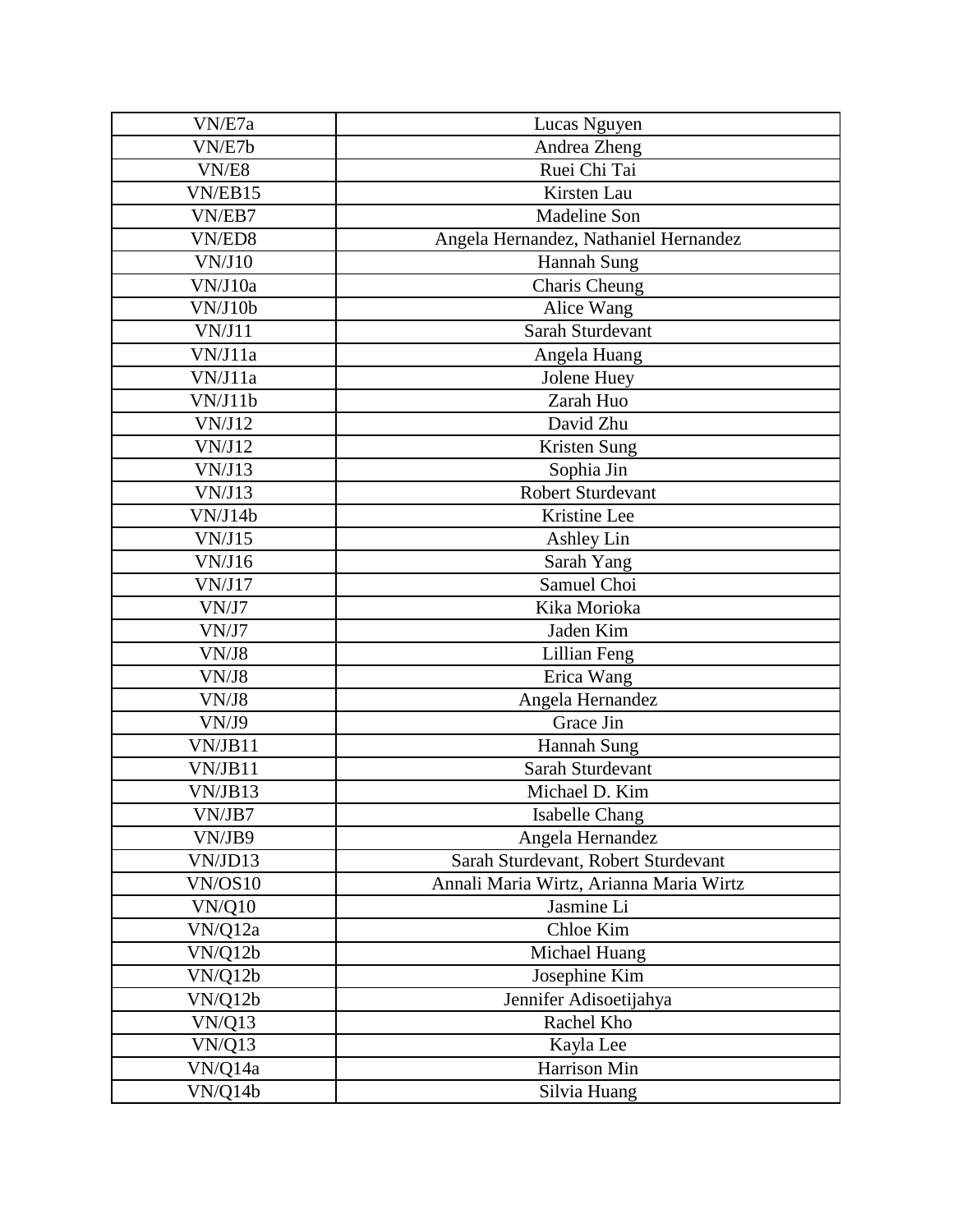| VN/E7a | Lucas Nguyen |
| --- | --- |
| VN/E7b | Andrea Zheng |
| VN/E8 | Ruei Chi Tai |
| VN/EB15 | Kirsten Lau |
| VN/EB7 | Madeline Son |
| VN/ED8 | Angela Hernandez, Nathaniel Hernandez |
| VN/J10 | Hannah Sung |
| VN/J10a | Charis Cheung |
| VN/J10b | Alice Wang |
| VN/J11 | Sarah Sturdevant |
| VN/J11a | Angela Huang |
| VN/J11a | Jolene Huey |
| VN/J11b | Zarah Huo |
| VN/J12 | David Zhu |
| VN/J12 | Kristen Sung |
| VN/J13 | Sophia Jin |
| VN/J13 | Robert Sturdevant |
| VN/J14b | Kristine Lee |
| VN/J15 | Ashley Lin |
| VN/J16 | Sarah Yang |
| VN/J17 | Samuel Choi |
| VN/J7 | Kika Morioka |
| VN/J7 | Jaden Kim |
| VN/J8 | Lillian Feng |
| VN/J8 | Erica Wang |
| VN/J8 | Angela Hernandez |
| VN/J9 | Grace Jin |
| VN/JB11 | Hannah Sung |
| VN/JB11 | Sarah Sturdevant |
| VN/JB13 | Michael D. Kim |
| VN/JB7 | Isabelle Chang |
| VN/JB9 | Angela Hernandez |
| VN/JD13 | Sarah Sturdevant, Robert Sturdevant |
| VN/OS10 | Annali Maria Wirtz, Arianna Maria Wirtz |
| VN/Q10 | Jasmine Li |
| VN/Q12a | Chloe Kim |
| VN/Q12b | Michael Huang |
| VN/Q12b | Josephine Kim |
| VN/Q12b | Jennifer Adisoetijahya |
| VN/Q13 | Rachel Kho |
| VN/Q13 | Kayla Lee |
| VN/Q14a | Harrison Min |
| VN/Q14b | Silvia Huang |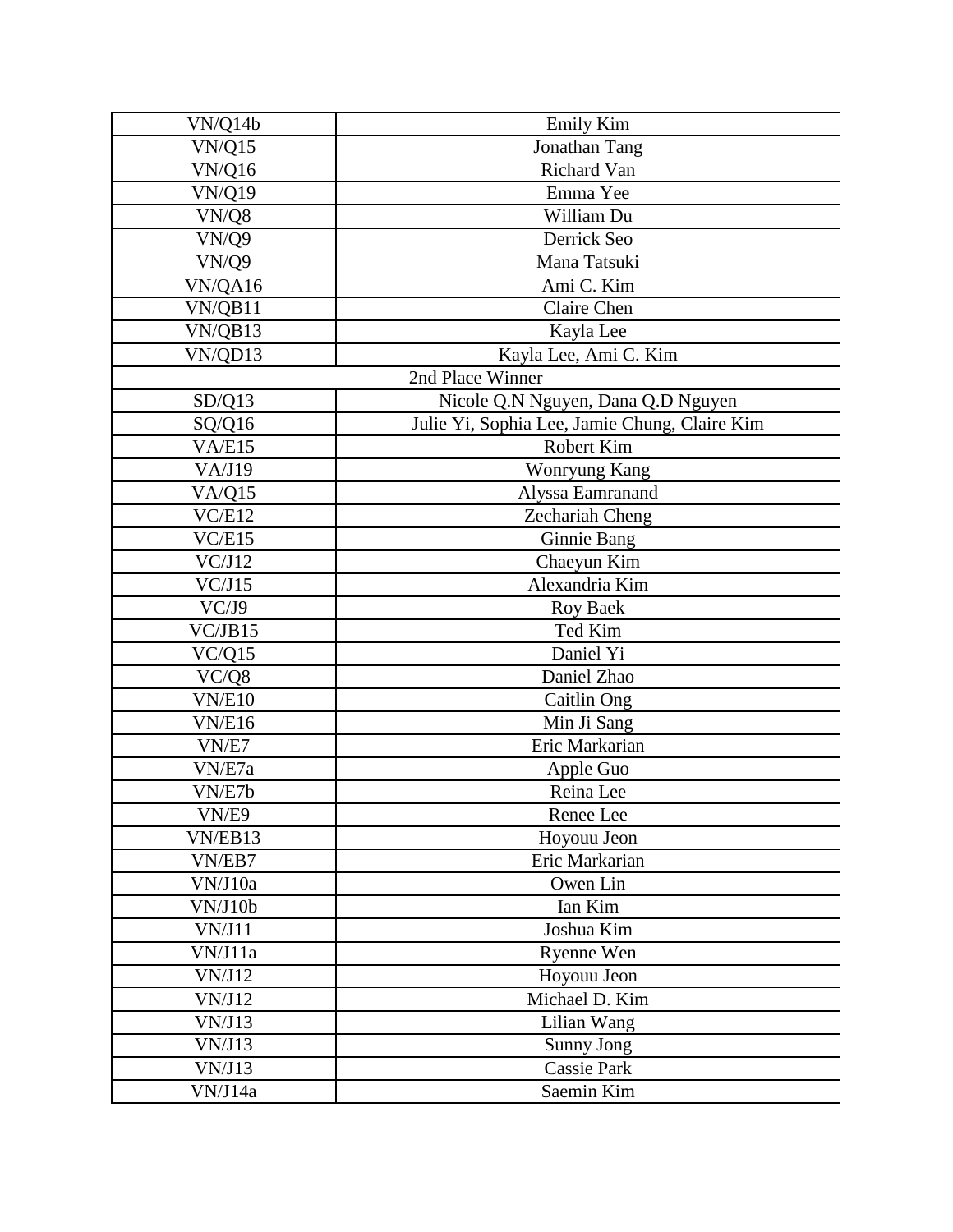| | |
|---|---|
| VN/Q14b | Emily Kim |
| VN/Q15 | Jonathan Tang |
| VN/Q16 | Richard Van |
| VN/Q19 | Emma Yee |
| VN/Q8 | William Du |
| VN/Q9 | Derrick Seo |
| VN/Q9 | Mana Tatsuki |
| VN/QA16 | Ami C. Kim |
| VN/QB11 | Claire Chen |
| VN/QB13 | Kayla Lee |
| VN/QD13 | Kayla Lee, Ami C. Kim |
| 2nd Place Winner | |
| SD/Q13 | Nicole Q.N Nguyen, Dana Q.D Nguyen |
| SQ/Q16 | Julie Yi, Sophia Lee, Jamie Chung, Claire Kim |
| VA/E15 | Robert Kim |
| VA/J19 | Wonryung Kang |
| VA/Q15 | Alyssa Eamranand |
| VC/E12 | Zechariah Cheng |
| VC/E15 | Ginnie Bang |
| VC/J12 | Chaeyun Kim |
| VC/J15 | Alexandria Kim |
| VC/J9 | Roy Baek |
| VC/JB15 | Ted Kim |
| VC/Q15 | Daniel Yi |
| VC/Q8 | Daniel Zhao |
| VN/E10 | Caitlin Ong |
| VN/E16 | Min Ji Sang |
| VN/E7 | Eric Markarian |
| VN/E7a | Apple Guo |
| VN/E7b | Reina Lee |
| VN/E9 | Renee Lee |
| VN/EB13 | Hoyouu Jeon |
| VN/EB7 | Eric Markarian |
| VN/J10a | Owen Lin |
| VN/J10b | Ian Kim |
| VN/J11 | Joshua Kim |
| VN/J11a | Ryenne Wen |
| VN/J12 | Hoyouu Jeon |
| VN/J12 | Michael D. Kim |
| VN/J13 | Lilian Wang |
| VN/J13 | Sunny Jong |
| VN/J13 | Cassie Park |
| VN/J14a | Saemin Kim |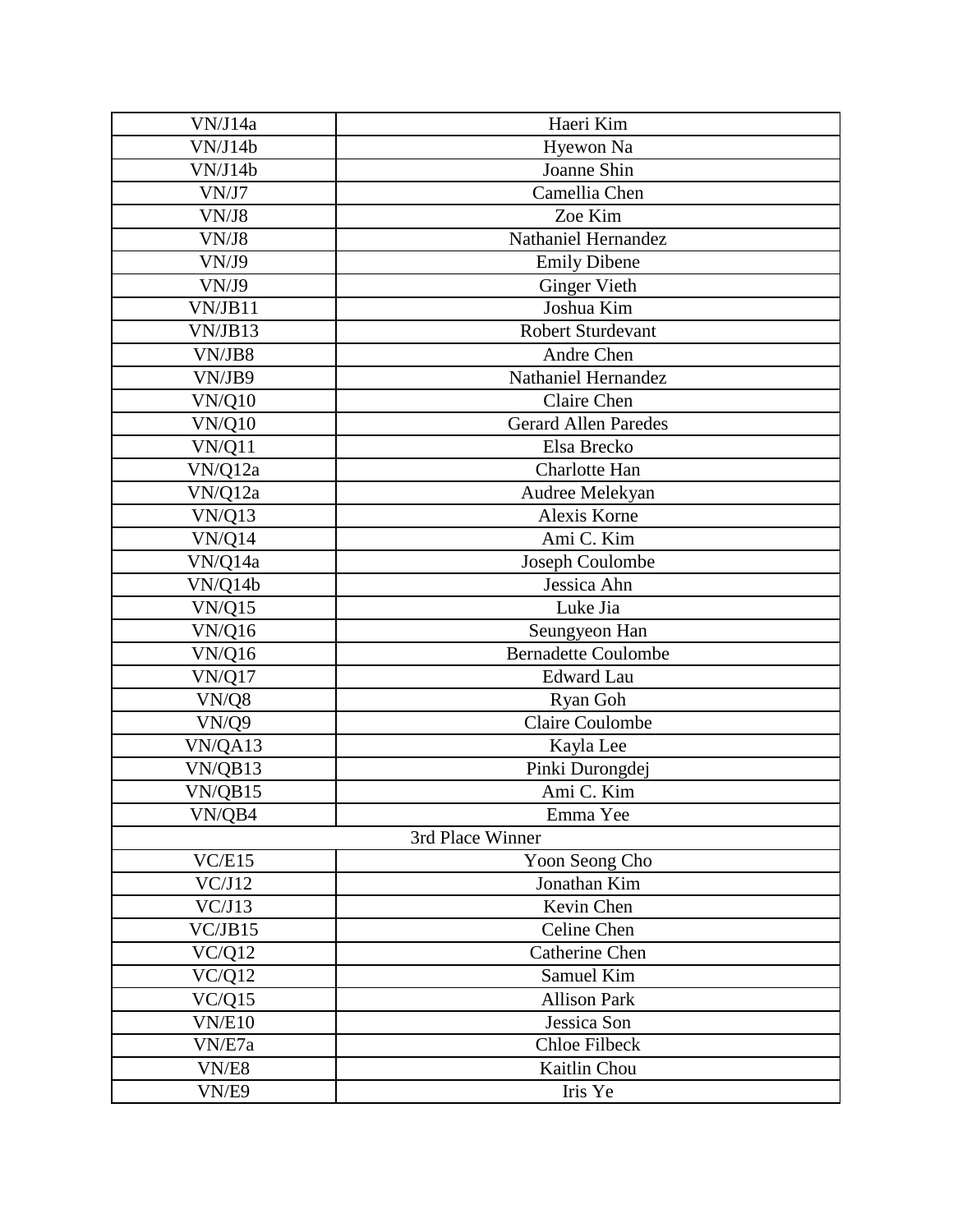| VN/J14a | Haeri Kim |
|---|---|
| VN/J14b | Hyewon Na |
| VN/J14b | Joanne Shin |
| VN/J7 | Camellia Chen |
| VN/J8 | Zoe Kim |
| VN/J8 | Nathaniel Hernandez |
| VN/J9 | Emily Dibene |
| VN/J9 | Ginger Vieth |
| VN/JB11 | Joshua Kim |
| VN/JB13 | Robert Sturdevant |
| VN/JB8 | Andre Chen |
| VN/JB9 | Nathaniel Hernandez |
| VN/Q10 | Claire Chen |
| VN/Q10 | Gerard Allen Paredes |
| VN/Q11 | Elsa Brecko |
| VN/Q12a | Charlotte Han |
| VN/Q12a | Audree Melekyan |
| VN/Q13 | Alexis Korne |
| VN/Q14 | Ami C. Kim |
| VN/Q14a | Joseph Coulombe |
| VN/Q14b | Jessica Ahn |
| VN/Q15 | Luke Jia |
| VN/Q16 | Seungyeon Han |
| VN/Q16 | Bernadette Coulombe |
| VN/Q17 | Edward Lau |
| VN/Q8 | Ryan Goh |
| VN/Q9 | Claire Coulombe |
| VN/QA13 | Kayla Lee |
| VN/QB13 | Pinki Durongdej |
| VN/QB15 | Ami C. Kim |
| VN/QB4 | Emma Yee |
| 3rd Place Winner | |
| VC/E15 | Yoon Seong Cho |
| VC/J12 | Jonathan Kim |
| VC/J13 | Kevin Chen |
| VC/JB15 | Celine Chen |
| VC/Q12 | Catherine Chen |
| VC/Q12 | Samuel Kim |
| VC/Q15 | Allison Park |
| VN/E10 | Jessica Son |
| VN/E7a | Chloe Filbeck |
| VN/E8 | Kaitlin Chou |
| VN/E9 | Iris Ye |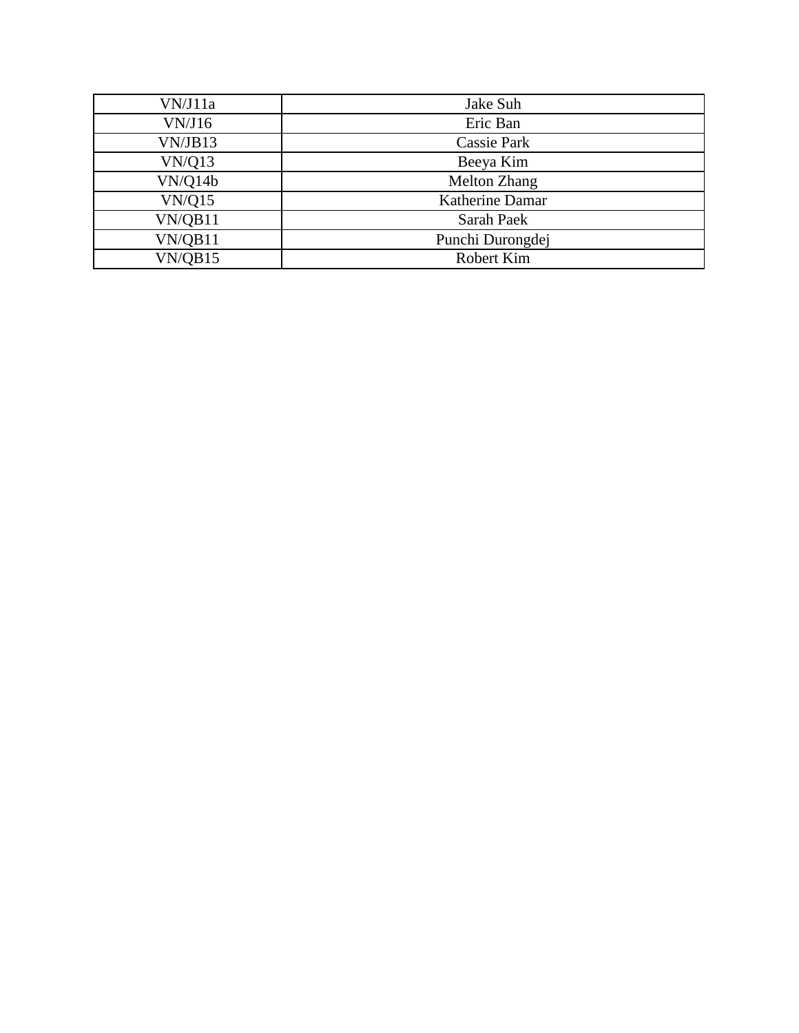| | |
|---|---|
| VN/J11a | Jake Suh |
| VN/J16 | Eric Ban |
| VN/JB13 | Cassie Park |
| VN/Q13 | Beeya Kim |
| VN/Q14b | Melton Zhang |
| VN/Q15 | Katherine Damar |
| VN/QB11 | Sarah Paek |
| VN/QB11 | Punchi Durongdej |
| VN/QB15 | Robert Kim |